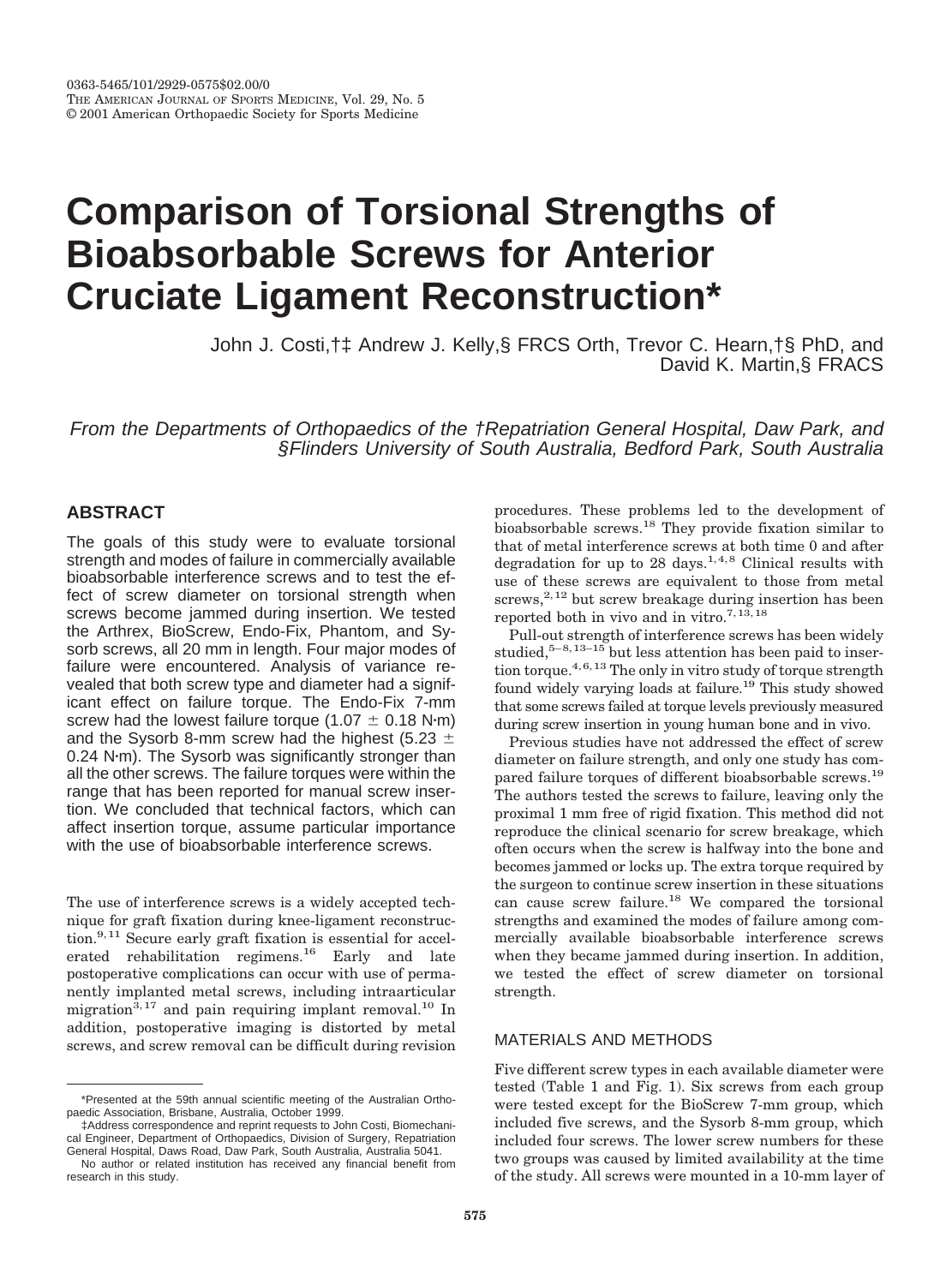# Comparison of Torsional Strengths of Bioabsorbable Screws for Anterior Cruciate Ligament Reconstruction*

John J. Costi,†‡ Andrew J. Kelly,§ FRCS Orth, Trevor C. Hearn,†§ PhD, and David K. Martin,§ FRACS

*From the Departments of Orthopaedics of the †Repatriation General Hospital, Daw Park, and §Flinders University of South Australia, Bedford Park, South Australia*

## ABSTRACT

The goals of this study were to evaluate torsional strength and modes of failure in commercially available bioabsorbable interference screws and to test the effect of screw diameter on torsional strength when screws become jammed during insertion. We tested the Arthrex, BioScrew, Endo-Fix, Phantom, and Sysorb screws, all 20 mm in length. Four major modes of failure were encountered. Analysis of variance revealed that both screw type and diameter had a significant effect on failure torque. The Endo-Fix 7-mm screw had the lowest failure torque ($1.07 \pm 0.18$ N·m) and the Sysorb 8-mm screw had the highest ($5.23 \pm 0.24$ N·m). The Sysorb was significantly stronger than all the other screws. The failure torques were within the range that has been reported for manual screw insertion. We concluded that technical factors, which can affect insertion torque, assume particular importance with the use of bioabsorbable interference screws.

The use of interference screws is a widely accepted technique for graft fixation during knee-ligament reconstruction.[9,11] Secure early graft fixation is essential for accelerated rehabilitation regimens.[16] Early and late postoperative complications can occur with use of permanently implanted metal screws, including intraarticular migration[3,17] and pain requiring implant removal.[10] In addition, postoperative imaging is distorted by metal screws, and screw removal can be difficult during revision procedures. These problems led to the development of bioabsorbable screws.[18] They provide fixation similar to that of metal interference screws at both time 0 and after degradation for up to 28 days.[1,4,8] Clinical results with use of these screws are equivalent to those from metal screws,[2,12] but screw breakage during insertion has been reported both in vivo and in vitro.[7,13,18]

Pull-out strength of interference screws has been widely studied,[5–8,13–15] but less attention has been paid to insertion torque.[4,6,13] The only in vitro study of torque strength found widely varying loads at failure.[19] This study showed that some screws failed at torque levels previously measured during screw insertion in young human bone and in vivo.

Previous studies have not addressed the effect of screw diameter on failure strength, and only one study has compared failure torques of different bioabsorbable screws.[19] The authors tested the screws to failure, leaving only the proximal 1 mm free of rigid fixation. This method did not reproduce the clinical scenario for screw breakage, which often occurs when the screw is halfway into the bone and becomes jammed or locks up. The extra torque required by the surgeon to continue screw insertion in these situations can cause screw failure.[18] We compared the torsional strengths and examined the modes of failure among commercially available bioabsorbable interference screws when they became jammed during insertion. In addition, we tested the effect of screw diameter on torsional strength.

## MATERIALS AND METHODS

Five different screw types in each available diameter were tested (Table 1 and Fig. 1). Six screws from each group were tested except for the BioScrew 7-mm group, which included five screws, and the Sysorb 8-mm group, which included four screws. The lower screw numbers for these two groups was caused by limited availability at the time of the study. All screws were mounted in a 10-mm layer of

---

\*Presented at the 59th annual scientific meeting of the Australian Orthopaedic Association, Brisbane, Australia, October 1999.

‡Address correspondence and reprint requests to John Costi, Biomechanical Engineer, Department of Orthopaedics, Division of Surgery, Repatriation General Hospital, Daws Road, Daw Park, South Australia, Australia 5041.

No author or related institution has received any financial benefit from research in this study.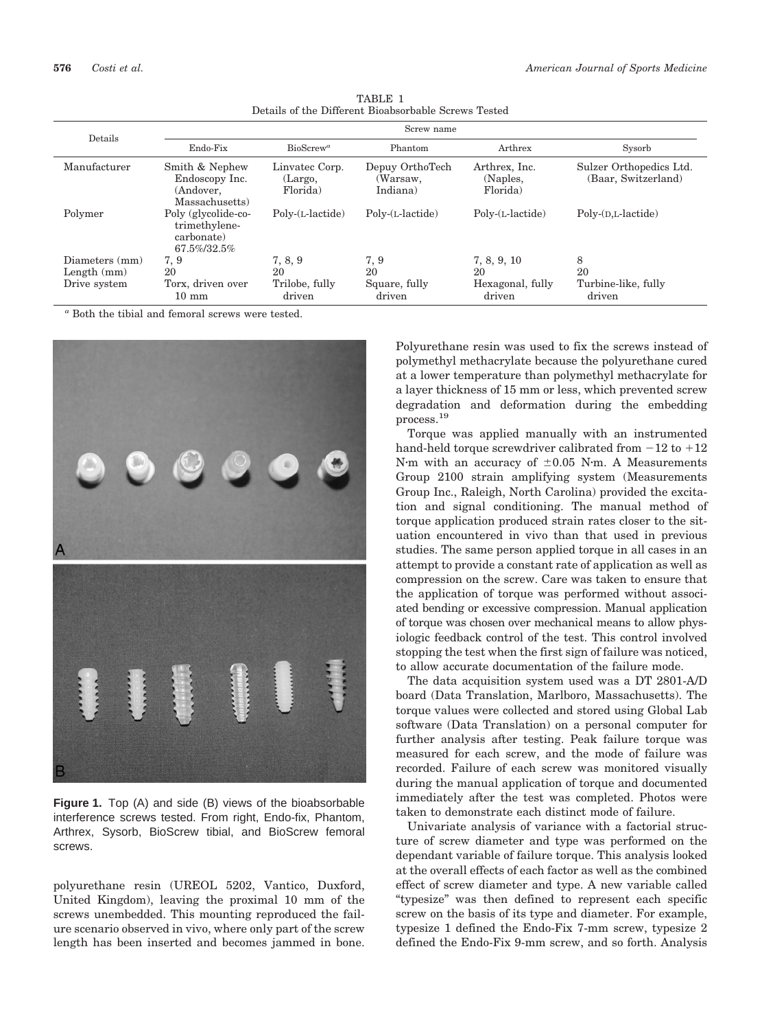TABLE 1
Details of the Different Bioabsorbable Screws Tested

| Details | Screw name | | | | |
|---|---|---|---|---|---|
| | Endo-Fix | BioScrew[a] | Phantom | Arthrex | Sysorb |
| Manufacturer | Smith & Nephew Endoscopy Inc. (Andover, Massachusetts) | Linvatec Corp. (Largo, Florida) | Depuy OrthoTech (Warsaw, Indiana) | Arthrex, Inc. (Naples, Florida) | Sulzer Orthopedics Ltd. (Baar, Switzerland) |
| Polymer | Poly (glycolide-co-trimethylene-carbonate) 67.5%/32.5% | Poly-(L-lactide) | Poly-(L-lactide) | Poly-(L-lactide) | Poly-(D,L-lactide) |
| Diameters (mm) | 7, 9 | 7, 8, 9 | 7, 9 | 7, 8, 9, 10 | 8 |
| Length (mm) | 20 | 20 | 20 | 20 | 20 |
| Drive system | Torx, driven over 10 mm | Trilobe, fully driven | Square, fully driven | Hexagonal, fully driven | Turbine-like, fully driven |

[a] Both the tibial and femoral screws were tested.

**Figure 1.** Top (A) and side (B) views of the bioabsorbable interference screws tested. From right, Endo-fix, Phantom, Arthrex, Sysorb, BioScrew tibial, and BioScrew femoral screws.

polyurethane resin (UREOL 5202, Vantico, Duxford, United Kingdom), leaving the proximal 10 mm of the screws unembedded. This mounting reproduced the failure scenario observed in vivo, where only part of the screw length has been inserted and becomes jammed in bone.

Polyurethane resin was used to fix the screws instead of polymethyl methacrylate because the polyurethane cured at a lower temperature than polymethyl methacrylate for a layer thickness of 15 mm or less, which prevented screw degradation and deformation during the embedding process.[19]

Torque was applied manually with an instrumented hand-held torque screwdriver calibrated from −12 to +12 N·m with an accuracy of ±0.05 N·m. A Measurements Group 2100 strain amplifying system (Measurements Group Inc., Raleigh, North Carolina) provided the excitation and signal conditioning. The manual method of torque application produced strain rates closer to the situation encountered in vivo than that used in previous studies. The same person applied torque in all cases in an attempt to provide a constant rate of application as well as compression on the screw. Care was taken to ensure that the application of torque was performed without associated bending or excessive compression. Manual application of torque was chosen over mechanical means to allow physiologic feedback control of the test. This control involved stopping the test when the first sign of failure was noticed, to allow accurate documentation of the failure mode.

The data acquisition system used was a DT 2801-A/D board (Data Translation, Marlboro, Massachusetts). The torque values were collected and stored using Global Lab software (Data Translation) on a personal computer for further analysis after testing. Peak failure torque was measured for each screw, and the mode of failure was recorded. Failure of each screw was monitored visually during the manual application of torque and documented immediately after the test was completed. Photos were taken to demonstrate each distinct mode of failure.

Univariate analysis of variance with a factorial structure of screw diameter and type was performed on the dependant variable of failure torque. This analysis looked at the overall effects of each factor as well as the combined effect of screw diameter and type. A new variable called "typesize" was then defined to represent each specific screw on the basis of its type and diameter. For example, typesize 1 defined the Endo-Fix 7-mm screw, typesize 2 defined the Endo-Fix 9-mm screw, and so forth. Analysis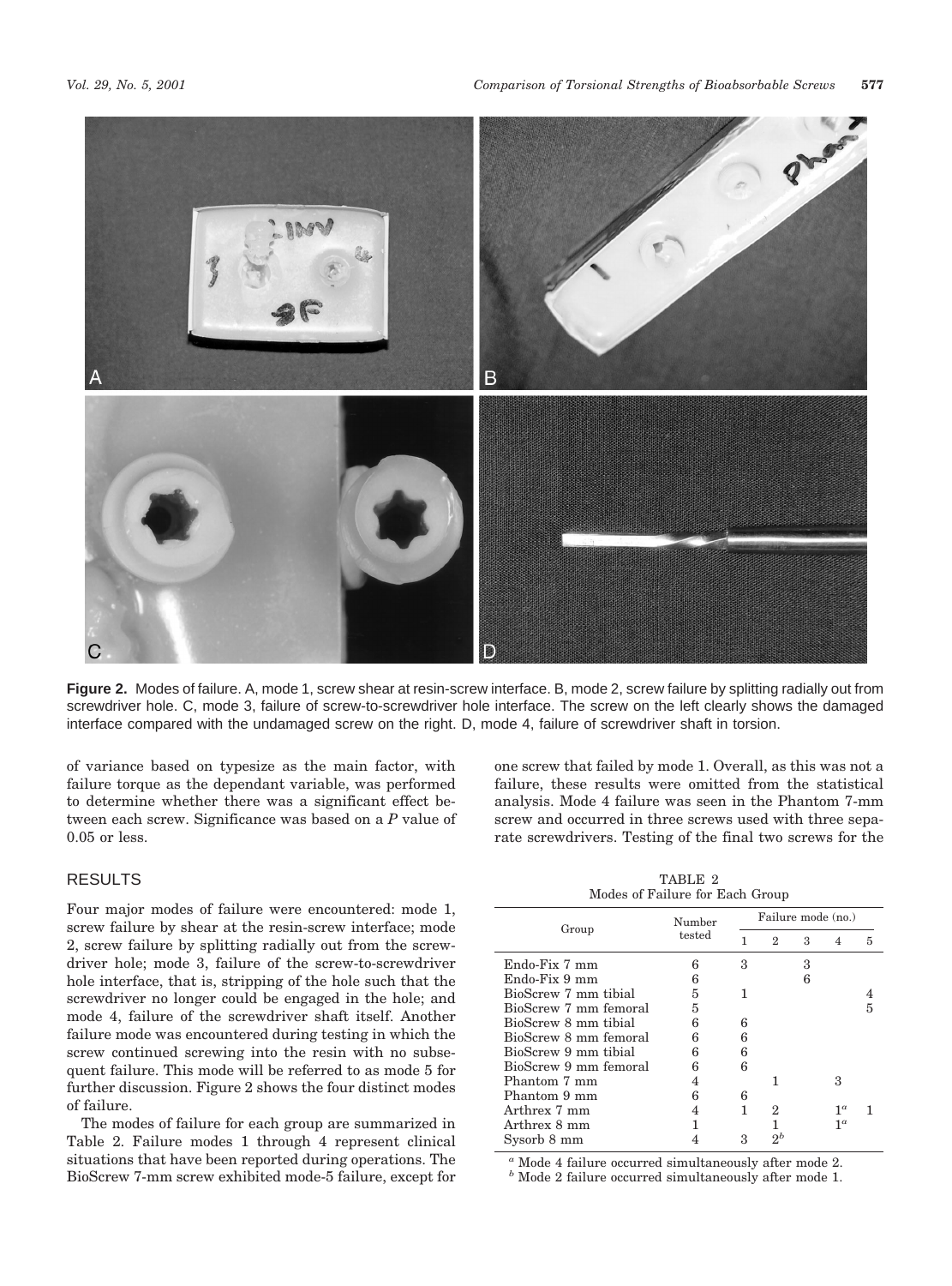**Figure 2.** Modes of failure. A, mode 1, screw shear at resin-screw interface. B, mode 2, screw failure by splitting radially out from screwdriver hole. C, mode 3, failure of screw-to-screwdriver hole interface. The screw on the left clearly shows the damaged interface compared with the undamaged screw on the right. D, mode 4, failure of screwdriver shaft in torsion.

of variance based on typesize as the main factor, with failure torque as the dependant variable, was performed to determine whether there was a significant effect between each screw. Significance was based on a *P* value of 0.05 or less.

## RESULTS

Four major modes of failure were encountered: mode 1, screw failure by shear at the resin-screw interface; mode 2, screw failure by splitting radially out from the screwdriver hole; mode 3, failure of the screw-to-screwdriver hole interface, that is, stripping of the hole such that the screwdriver no longer could be engaged in the hole; and mode 4, failure of the screwdriver shaft itself. Another failure mode was encountered during testing in which the screw continued screwing into the resin with no subsequent failure. This mode will be referred to as mode 5 for further discussion. Figure 2 shows the four distinct modes of failure.

The modes of failure for each group are summarized in Table 2. Failure modes 1 through 4 represent clinical situations that have been reported during operations. The BioScrew 7-mm screw exhibited mode-5 failure, except for one screw that failed by mode 1. Overall, as this was not a failure, these results were omitted from the statistical analysis. Mode 4 failure was seen in the Phantom 7-mm screw and occurred in three screws used with three separate screwdrivers. Testing of the final two screws for the

TABLE 2
Modes of Failure for Each Group

| Group | Number tested | Failure mode (no.) | | | | |
|---|---|---|---|---|---|---|
| | | 1 | 2 | 3 | 4 | 5 |
| Endo-Fix 7 mm | 6 | 3 | | 3 | | |
| Endo-Fix 9 mm | 6 | | | 6 | | |
| BioScrew 7 mm tibial | 5 | 1 | | | | 4 |
| BioScrew 7 mm femoral | 5 | | | | | 5 |
| BioScrew 8 mm tibial | 6 | 6 | | | | |
| BioScrew 8 mm femoral | 6 | 6 | | | | |
| BioScrew 9 mm tibial | 6 | 6 | | | | |
| BioScrew 9 mm femoral | 6 | 6 | | | | |
| Phantom 7 mm | 4 | | 1 | | 3 | |
| Phantom 9 mm | 6 | 6 | | | | |
| Arthrex 7 mm | 4 | 1 | 2 | | 1[a] | 1 |
| Arthrex 8 mm | 1 | | 1 | | 1[a] | |
| Sysorb 8 mm | 4 | 3 | 2[b] | | | |

[a] Mode 4 failure occurred simultaneously after mode 2.
[b] Mode 2 failure occurred simultaneously after mode 1.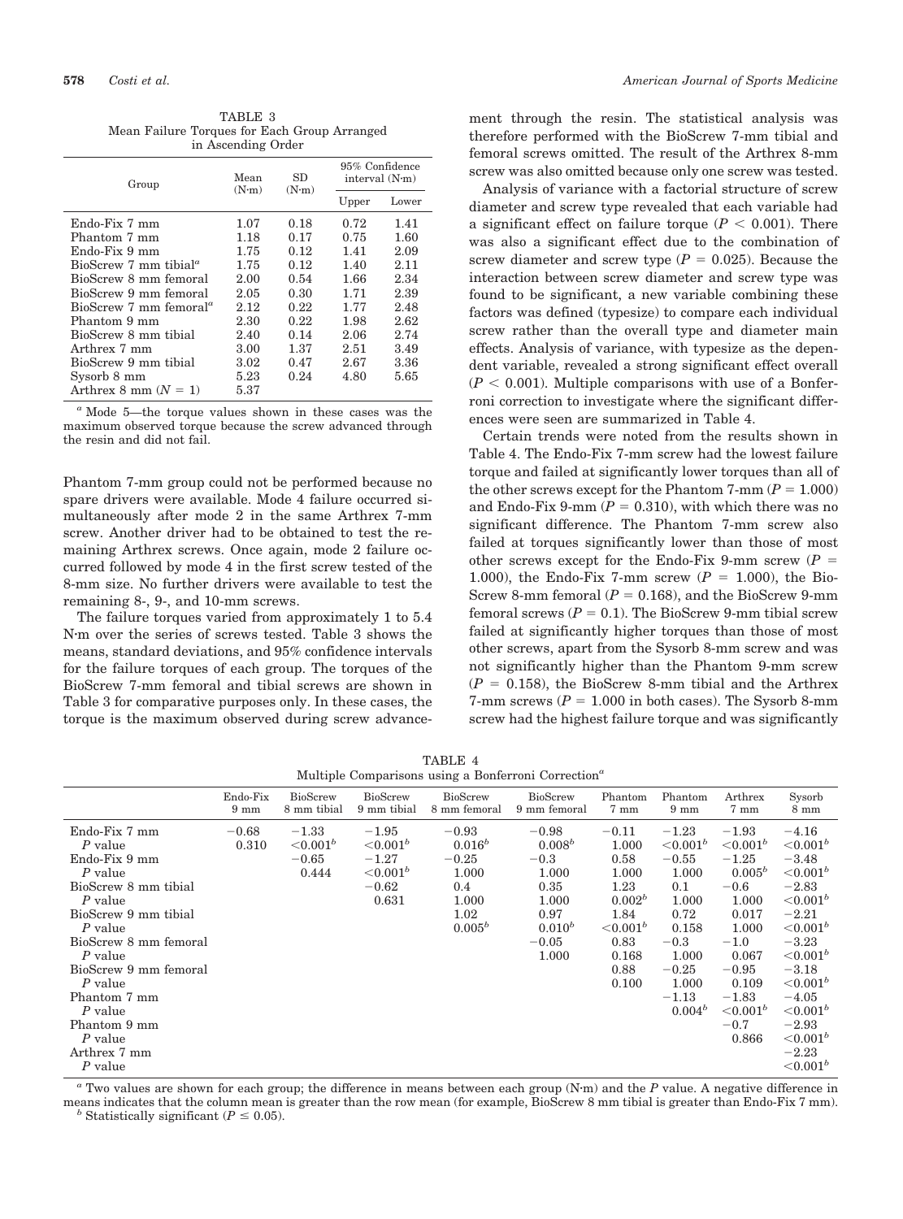TABLE 3
Mean Failure Torques for Each Group Arranged in Ascending Order

| Group | Mean (N·m) | SD (N·m) | 95% Confidence interval (N·m) | |
|---|---|---|---|---|
| | | | Upper | Lower |
| Endo-Fix 7 mm | 1.07 | 0.18 | 0.72 | 1.41 |
| Phantom 7 mm | 1.18 | 0.17 | 0.75 | 1.60 |
| Endo-Fix 9 mm | 1.75 | 0.12 | 1.41 | 2.09 |
| BioScrew 7 mm tibial[a] | 1.75 | 0.12 | 1.40 | 2.11 |
| BioScrew 8 mm femoral | 2.00 | 0.54 | 1.66 | 2.34 |
| BioScrew 9 mm femoral | 2.05 | 0.30 | 1.71 | 2.39 |
| BioScrew 7 mm femoral[a] | 2.12 | 0.22 | 1.77 | 2.48 |
| Phantom 9 mm | 2.30 | 0.22 | 1.98 | 2.62 |
| BioScrew 8 mm tibial | 2.40 | 0.14 | 2.06 | 2.74 |
| Arthrex 7 mm | 3.00 | 1.37 | 2.51 | 3.49 |
| BioScrew 9 mm tibial | 3.02 | 0.47 | 2.67 | 3.36 |
| Sysorb 8 mm | 5.23 | 0.24 | 4.80 | 5.65 |
| Arthrex 8 mm ($N = 1$) | 5.37 | | | |

[a] Mode 5—the torque values shown in these cases was the maximum observed torque because the screw advanced through the resin and did not fail.

Phantom 7-mm group could not be performed because no spare drivers were available. Mode 4 failure occurred simultaneously after mode 2 in the same Arthrex 7-mm screw. Another driver had to be obtained to test the remaining Arthrex screws. Once again, mode 2 failure occurred followed by mode 4 in the first screw tested of the 8-mm size. No further drivers were available to test the remaining 8-, 9-, and 10-mm screws.

The failure torques varied from approximately 1 to 5.4 N·m over the series of screws tested. Table 3 shows the means, standard deviations, and 95% confidence intervals for the failure torques of each group. The torques of the BioScrew 7-mm femoral and tibial screws are shown in Table 3 for comparative purposes only. In these cases, the torque is the maximum observed during screw advancement through the resin. The statistical analysis was therefore performed with the BioScrew 7-mm tibial and femoral screws omitted. The result of the Arthrex 8-mm screw was also omitted because only one screw was tested.

Analysis of variance with a factorial structure of screw diameter and screw type revealed that each variable had a significant effect on failure torque ($P < 0.001$). There was also a significant effect due to the combination of screw diameter and screw type ($P = 0.025$). Because the interaction between screw diameter and screw type was found to be significant, a new variable combining these factors was defined (typesize) to compare each individual screw rather than the overall type and diameter main effects. Analysis of variance, with typesize as the dependent variable, revealed a strong significant effect overall ($P < 0.001$). Multiple comparisons with use of a Bonferroni correction to investigate where the significant differences were seen are summarized in Table 4.

Certain trends were noted from the results shown in Table 4. The Endo-Fix 7-mm screw had the lowest failure torque and failed at significantly lower torques than all of the other screws except for the Phantom 7-mm ($P = 1.000$) and Endo-Fix 9-mm ($P = 0.310$), with which there was no significant difference. The Phantom 7-mm screw also failed at torques significantly lower than those of most other screws except for the Endo-Fix 9-mm screw ($P = 1.000$), the Endo-Fix 7-mm screw ($P = 1.000$), the BioScrew 8-mm femoral ($P = 0.168$), and the BioScrew 9-mm femoral screws ($P = 0.1$). The BioScrew 9-mm tibial screw failed at significantly higher torques than those of most other screws, apart from the Sysorb 8-mm screw and was not significantly higher than the Phantom 9-mm screw ($P = 0.158$), the BioScrew 8-mm tibial and the Arthrex 7-mm screws ($P = 1.000$ in both cases). The Sysorb 8-mm screw had the highest failure torque and was significantly

TABLE 4
Multiple Comparisons using a Bonferroni Correction[a]

| | Endo-Fix 9 mm | BioScrew 8 mm tibial | BioScrew 9 mm tibial | BioScrew 8 mm femoral | BioScrew 9 mm femoral | Phantom 7 mm | Phantom 9 mm | Arthrex 7 mm | Sysorb 8 mm |
|---|---|---|---|---|---|---|---|---|---|
| Endo-Fix 7 mm | −0.68 | −1.33 | −1.95 | −0.93 | −0.98 | −0.11 | −1.23 | −1.93 | −4.16 |
| $P$ value | 0.310 | <0.001[b] | <0.001[b] | 0.016[b] | 0.008[b] | 1.000 | <0.001[b] | <0.001[b] | <0.001[b] |
| Endo-Fix 9 mm | | −0.65 | −1.27 | −0.25 | −0.3 | 0.58 | −0.55 | −1.25 | −3.48 |
| $P$ value | | 0.444 | <0.001[b] | 1.000 | 1.000 | 1.000 | 1.000 | 0.005[b] | <0.001[b] |
| BioScrew 8 mm tibial | | | −0.62 | 0.4 | 0.35 | 1.23 | 0.1 | −0.6 | −2.83 |
| $P$ value | | | 0.631 | 1.000 | 1.000 | 0.002[b] | 1.000 | 1.000 | <0.001[b] |
| BioScrew 9 mm tibial | | | | 1.02 | 0.97 | 1.84 | 0.72 | 0.017 | −2.21 |
| $P$ value | | | | 0.005[b] | 0.010[b] | <0.001[b] | 0.158 | 1.000 | <0.001[b] |
| BioScrew 8 mm femoral | | | | | −0.05 | 0.83 | −0.3 | −1.0 | −3.23 |
| $P$ value | | | | | 1.000 | 0.168 | 1.000 | 0.067 | <0.001[b] |
| BioScrew 9 mm femoral | | | | | | 0.88 | −0.25 | −0.95 | −3.18 |
| $P$ value | | | | | | 0.100 | 1.000 | 0.109 | <0.001[b] |
| Phantom 7 mm | | | | | | | −1.13 | −1.83 | −4.05 |
| $P$ value | | | | | | | 0.004[b] | <0.001[b] | <0.001[b] |
| Phantom 9 mm | | | | | | | | −0.7 | −2.93 |
| $P$ value | | | | | | | | 0.866 | <0.001[b] |
| Arthrex 7 mm | | | | | | | | | −2.23 |
| $P$ value | | | | | | | | | <0.001[b] |

[a] Two values are shown for each group; the difference in means between each group (N·m) and the $P$ value. A negative difference in means indicates that the column mean is greater than the row mean (for example, BioScrew 8 mm tibial is greater than Endo-Fix 7 mm).

[b] Statistically significant ($P \leq 0.05$).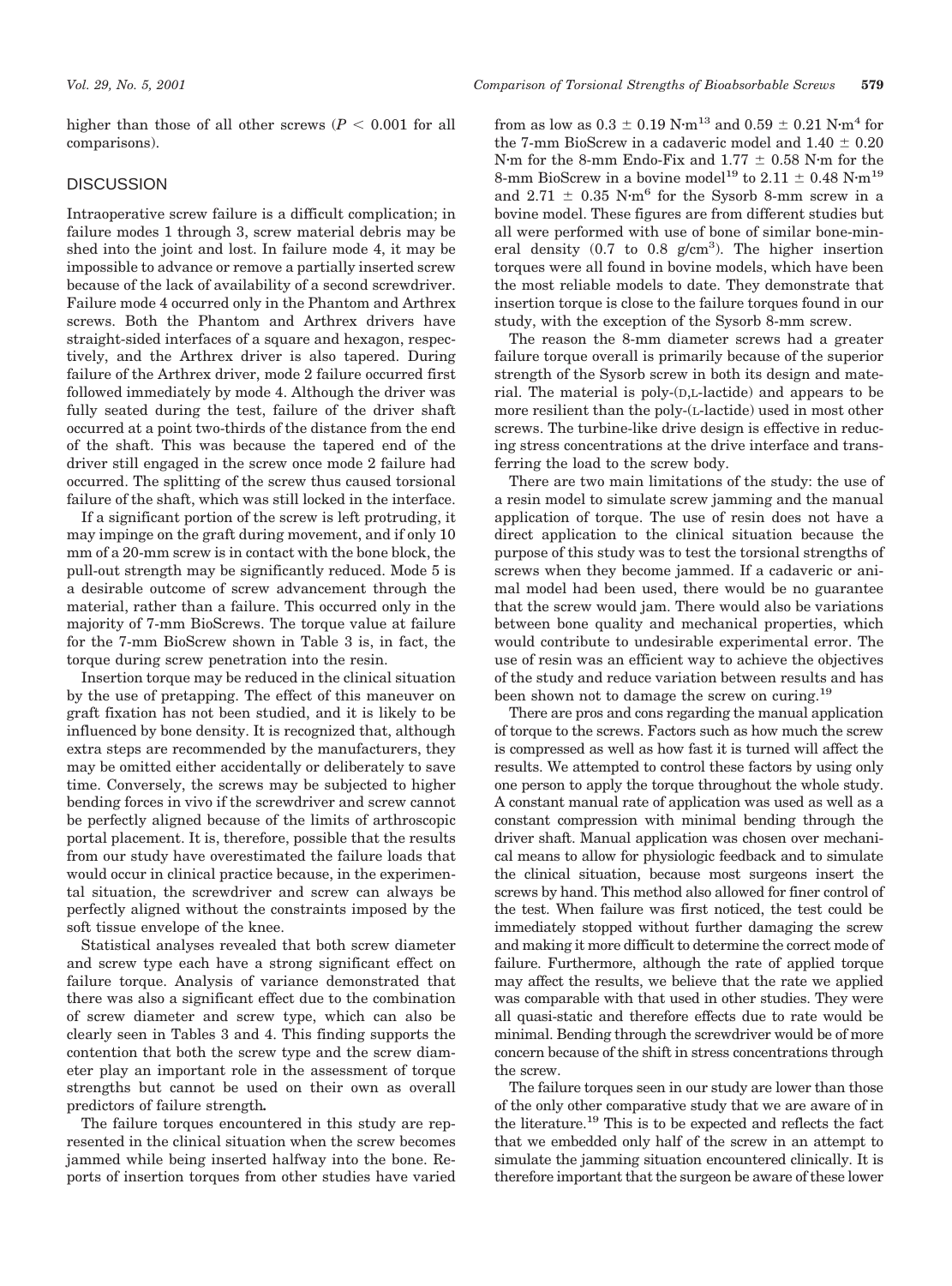higher than those of all other screws ($P < 0.001$ for all comparisons).

## DISCUSSION

Intraoperative screw failure is a difficult complication; in failure modes 1 through 3, screw material debris may be shed into the joint and lost. In failure mode 4, it may be impossible to advance or remove a partially inserted screw because of the lack of availability of a second screwdriver. Failure mode 4 occurred only in the Phantom and Arthrex screws. Both the Phantom and Arthrex drivers have straight-sided interfaces of a square and hexagon, respectively, and the Arthrex driver is also tapered. During failure of the Arthrex driver, mode 2 failure occurred first followed immediately by mode 4. Although the driver was fully seated during the test, failure of the driver shaft occurred at a point two-thirds of the distance from the end of the shaft. This was because the tapered end of the driver still engaged in the screw once mode 2 failure had occurred. The splitting of the screw thus caused torsional failure of the shaft, which was still locked in the interface.

If a significant portion of the screw is left protruding, it may impinge on the graft during movement, and if only 10 mm of a 20-mm screw is in contact with the bone block, the pull-out strength may be significantly reduced. Mode 5 is a desirable outcome of screw advancement through the material, rather than a failure. This occurred only in the majority of 7-mm BioScrews. The torque value at failure for the 7-mm BioScrew shown in Table 3 is, in fact, the torque during screw penetration into the resin.

Insertion torque may be reduced in the clinical situation by the use of pretapping. The effect of this maneuver on graft fixation has not been studied, and it is likely to be influenced by bone density. It is recognized that, although extra steps are recommended by the manufacturers, they may be omitted either accidentally or deliberately to save time. Conversely, the screws may be subjected to higher bending forces in vivo if the screwdriver and screw cannot be perfectly aligned because of the limits of arthroscopic portal placement. It is, therefore, possible that the results from our study have overestimated the failure loads that would occur in clinical practice because, in the experimental situation, the screwdriver and screw can always be perfectly aligned without the constraints imposed by the soft tissue envelope of the knee.

Statistical analyses revealed that both screw diameter and screw type each have a strong significant effect on failure torque. Analysis of variance demonstrated that there was also a significant effect due to the combination of screw diameter and screw type, which can also be clearly seen in Tables 3 and 4. This finding supports the contention that both the screw type and the screw diameter play an important role in the assessment of torque strengths but cannot be used on their own as overall predictors of failure strength.

The failure torques encountered in this study are represented in the clinical situation when the screw becomes jammed while being inserted halfway into the bone. Reports of insertion torques from other studies have varied from as low as $0.3 \pm 0.19$ N·m[13] and $0.59 \pm 0.21$ N·m[4] for the 7-mm BioScrew in a cadaveric model and $1.40 \pm 0.20$ N·m for the 8-mm Endo-Fix and $1.77 \pm 0.58$ N·m for the 8-mm BioScrew in a bovine model[19] to $2.11 \pm 0.48$ N·m[19] and $2.71 \pm 0.35$ N·m[6] for the Sysorb 8-mm screw in a bovine model. These figures are from different studies but all were performed with use of bone of similar bone-mineral density (0.7 to 0.8 g/cm$^3$). The higher insertion torques were all found in bovine models, which have been the most reliable models to date. They demonstrate that insertion torque is close to the failure torques found in our study, with the exception of the Sysorb 8-mm screw.

The reason the 8-mm diameter screws had a greater failure torque overall is primarily because of the superior strength of the Sysorb screw in both its design and material. The material is poly-(D,L-lactide) and appears to be more resilient than the poly-(L-lactide) used in most other screws. The turbine-like drive design is effective in reducing stress concentrations at the drive interface and transferring the load to the screw body.

There are two main limitations of the study: the use of a resin model to simulate screw jamming and the manual application of torque. The use of resin does not have a direct application to the clinical situation because the purpose of this study was to test the torsional strengths of screws when they become jammed. If a cadaveric or animal model had been used, there would be no guarantee that the screw would jam. There would also be variations between bone quality and mechanical properties, which would contribute to undesirable experimental error. The use of resin was an efficient way to achieve the objectives of the study and reduce variation between results and has been shown not to damage the screw on curing.[19]

There are pros and cons regarding the manual application of torque to the screws. Factors such as how much the screw is compressed as well as how fast it is turned will affect the results. We attempted to control these factors by using only one person to apply the torque throughout the whole study. A constant manual rate of application was used as well as a constant compression with minimal bending through the driver shaft. Manual application was chosen over mechanical means to allow for physiologic feedback and to simulate the clinical situation, because most surgeons insert the screws by hand. This method also allowed for finer control of the test. When failure was first noticed, the test could be immediately stopped without further damaging the screw and making it more difficult to determine the correct mode of failure. Furthermore, although the rate of applied torque may affect the results, we believe that the rate we applied was comparable with that used in other studies. They were all quasi-static and therefore effects due to rate would be minimal. Bending through the screwdriver would be of more concern because of the shift in stress concentrations through the screw.

The failure torques seen in our study are lower than those of the only other comparative study that we are aware of in the literature.[19] This is to be expected and reflects the fact that we embedded only half of the screw in an attempt to simulate the jamming situation encountered clinically. It is therefore important that the surgeon be aware of these lower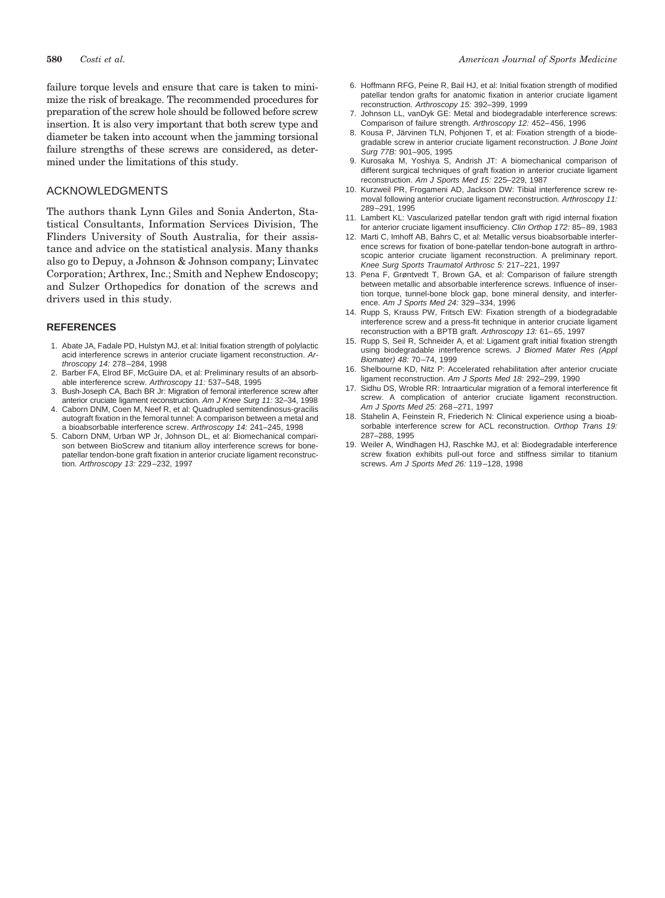failure torque levels and ensure that care is taken to minimize the risk of breakage. The recommended procedures for preparation of the screw hole should be followed before screw insertion. It is also very important that both screw type and diameter be taken into account when the jamming torsional failure strengths of these screws are considered, as determined under the limitations of this study.

## ACKNOWLEDGMENTS

The authors thank Lynn Giles and Sonia Anderton, Statistical Consultants, Information Services Division, The Flinders University of South Australia, for their assistance and advice on the statistical analysis. Many thanks also go to Depuy, a Johnson & Johnson company; Linvatec Corporation; Arthrex, Inc.; Smith and Nephew Endoscopy; and Sulzer Orthopedics for donation of the screws and drivers used in this study.

## REFERENCES

1. Abate JA, Fadale PD, Hulstyn MJ, et al: Initial fixation strength of polylactic acid interference screws in anterior cruciate ligament reconstruction. *Arthroscopy 14:* 278–284, 1998
2. Barber FA, Elrod BF, McGuire DA, et al: Preliminary results of an absorbable interference screw. *Arthroscopy 11:* 537–548, 1995
3. Bush-Joseph CA, Bach BR Jr: Migration of femoral interference screw after anterior cruciate ligament reconstruction. *Am J Knee Surg 11:* 32–34, 1998
4. Caborn DNM, Coen M, Neef R, et al: Quadrupled semitendinosus-gracilis autograft fixation in the femoral tunnel: A comparison between a metal and a bioabsorbable interference screw. *Arthroscopy 14:* 241–245, 1998
5. Caborn DNM, Urban WP Jr, Johnson DL, et al: Biomechanical comparison between BioScrew and titanium alloy interference screws for bone-patellar tendon-bone graft fixation in anterior cruciate ligament reconstruction. *Arthroscopy 13:* 229–232, 1997
6. Hoffmann RFG, Peine R, Bail HJ, et al: Initial fixation strength of modified patellar tendon grafts for anatomic fixation in anterior cruciate ligament reconstruction. *Arthroscopy 15:* 392–399, 1999
7. Johnson LL, vanDyk GE: Metal and biodegradable interference screws: Comparison of failure strength. *Arthroscopy 12:* 452–456, 1996
8. Kousa P, Järvinen TLN, Pohjonen T, et al: Fixation strength of a biodegradable screw in anterior cruciate ligament reconstruction. *J Bone Joint Surg 77B:* 901–905, 1995
9. Kurosaka M, Yoshiya S, Andrish JT: A biomechanical comparison of different surgical techniques of graft fixation in anterior cruciate ligament reconstruction. *Am J Sports Med 15:* 225–229, 1987
10. Kurzweil PR, Frogameni AD, Jackson DW: Tibial interference screw removal following anterior cruciate ligament reconstruction. *Arthroscopy 11:* 289–291, 1995
11. Lambert KL: Vascularized patellar tendon graft with rigid internal fixation for anterior cruciate ligament insufficiency. *Clin Orthop 172:* 85–89, 1983
12. Marti C, Imhoff AB, Bahrs C, et al: Metallic versus bioabsorbable interference screws for fixation of bone-patellar tendon-bone autograft in arthroscopic anterior cruciate ligament reconstruction. A preliminary report. *Knee Surg Sports Traumatol Arthrosc 5:* 217–221, 1997
13. Pena F, Grøntvedt T, Brown GA, et al: Comparison of failure strength between metallic and absorbable interference screws. Influence of insertion torque, tunnel-bone block gap, bone mineral density, and interference. *Am J Sports Med 24:* 329–334, 1996
14. Rupp S, Krauss PW, Fritsch EW: Fixation strength of a biodegradable interference screw and a press-fit technique in anterior cruciate ligament reconstruction with a BPTB graft. *Arthroscopy 13:* 61–65, 1997
15. Rupp S, Seil R, Schneider A, et al: Ligament graft initial fixation strength using biodegradable interference screws. *J Biomed Mater Res (Appl Biomater) 48:* 70–74, 1999
16. Shelbourne KD, Nitz P: Accelerated rehabilitation after anterior cruciate ligament reconstruction. *Am J Sports Med 18:* 292–299, 1990
17. Sidhu DS, Wroble RR: Intraarticular migration of a femoral interference fit screw. A complication of anterior cruciate ligament reconstruction. *Am J Sports Med 25:* 268–271, 1997
18. Stahelin A, Feinstein R, Friederich N: Clinical experience using a bioabsorbable interference screw for ACL reconstruction. *Orthop Trans 19:* 287–288, 1995
19. Weiler A, Windhagen HJ, Raschke MJ, et al: Biodegradable interference screw fixation exhibits pull-out force and stiffness similar to titanium screws. *Am J Sports Med 26:* 119–128, 1998